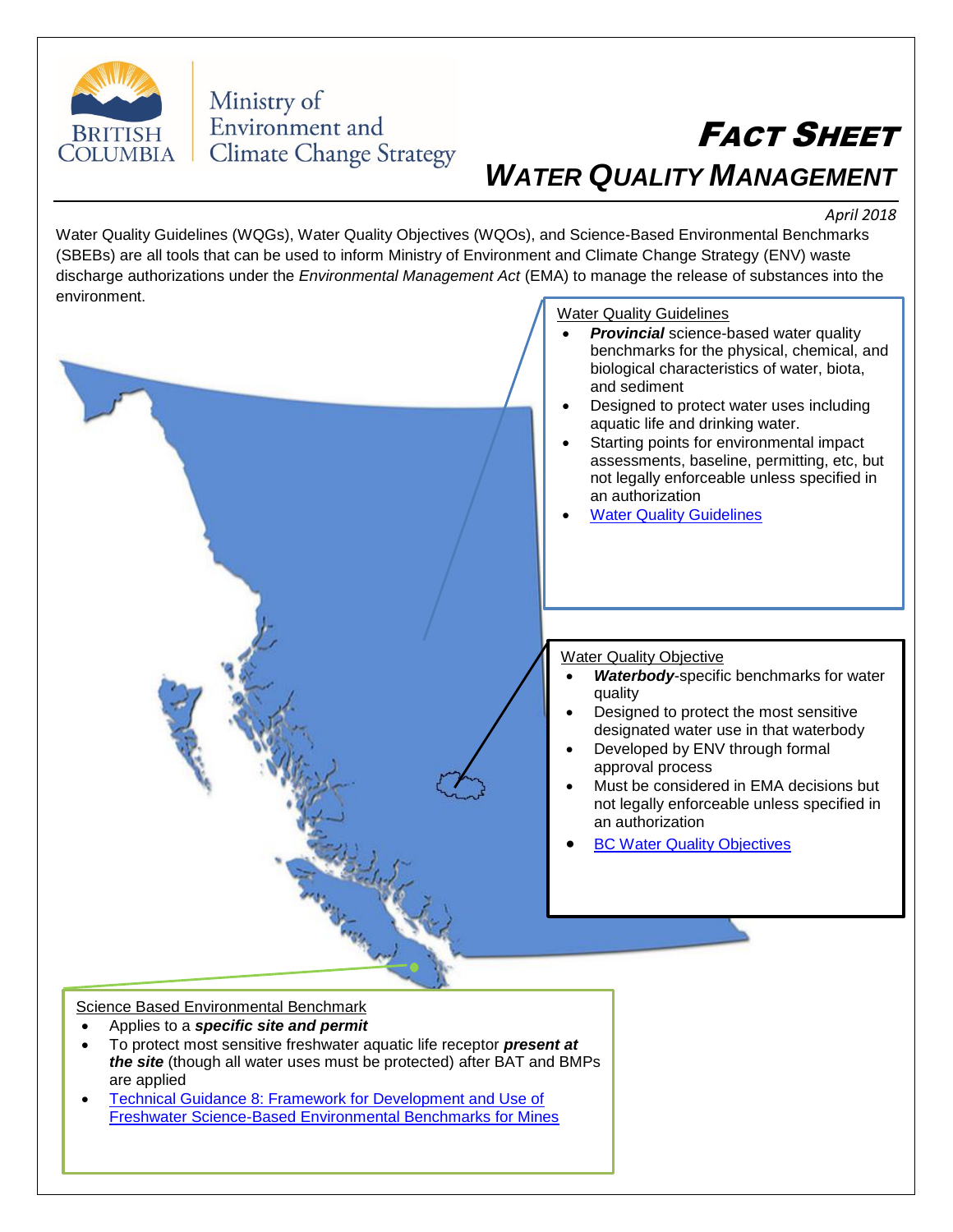Ministry of Environment and Climate Change Strategy

# *FACT SHEET*

## *WATER QUALITY MANAGEMENT*

*April 2018*

Water Quality Guidelines (WQGs), Water Quality Objectives (WQOs), and Science-Based Environmental Benchmarks (SBEBs) are all tools that can be used to inform Ministry of Environment and Climate Change Strategy (ENV) waste discharge authorizations under the *Environmental Management Act* (EMA) to manage the release of substances into the environment.

### Water Quality Guidelines

- ***Provincial*** science-based water quality benchmarks for the physical, chemical, and biological characteristics of water, biota, and sediment
- Designed to protect water uses including aquatic life and drinking water.
- Starting points for environmental impact assessments, baseline, permitting, etc, but not legally enforceable unless specified in an authorization
- Water Quality Guidelines

### Water Quality Objective

- ***Waterbody***-specific benchmarks for water quality
- Designed to protect the most sensitive designated water use in that waterbody
- Developed by ENV through formal approval process
- Must be considered in EMA decisions but not legally enforceable unless specified in an authorization
- BC Water Quality Objectives

### Science Based Environmental Benchmark

- Applies to a ***specific site and permit***
- To protect most sensitive freshwater aquatic life receptor ***present at the site*** (though all water uses must be protected) after BAT and BMPs are applied
- Technical Guidance 8: Framework for Development and Use of Freshwater Science-Based Environmental Benchmarks for Mines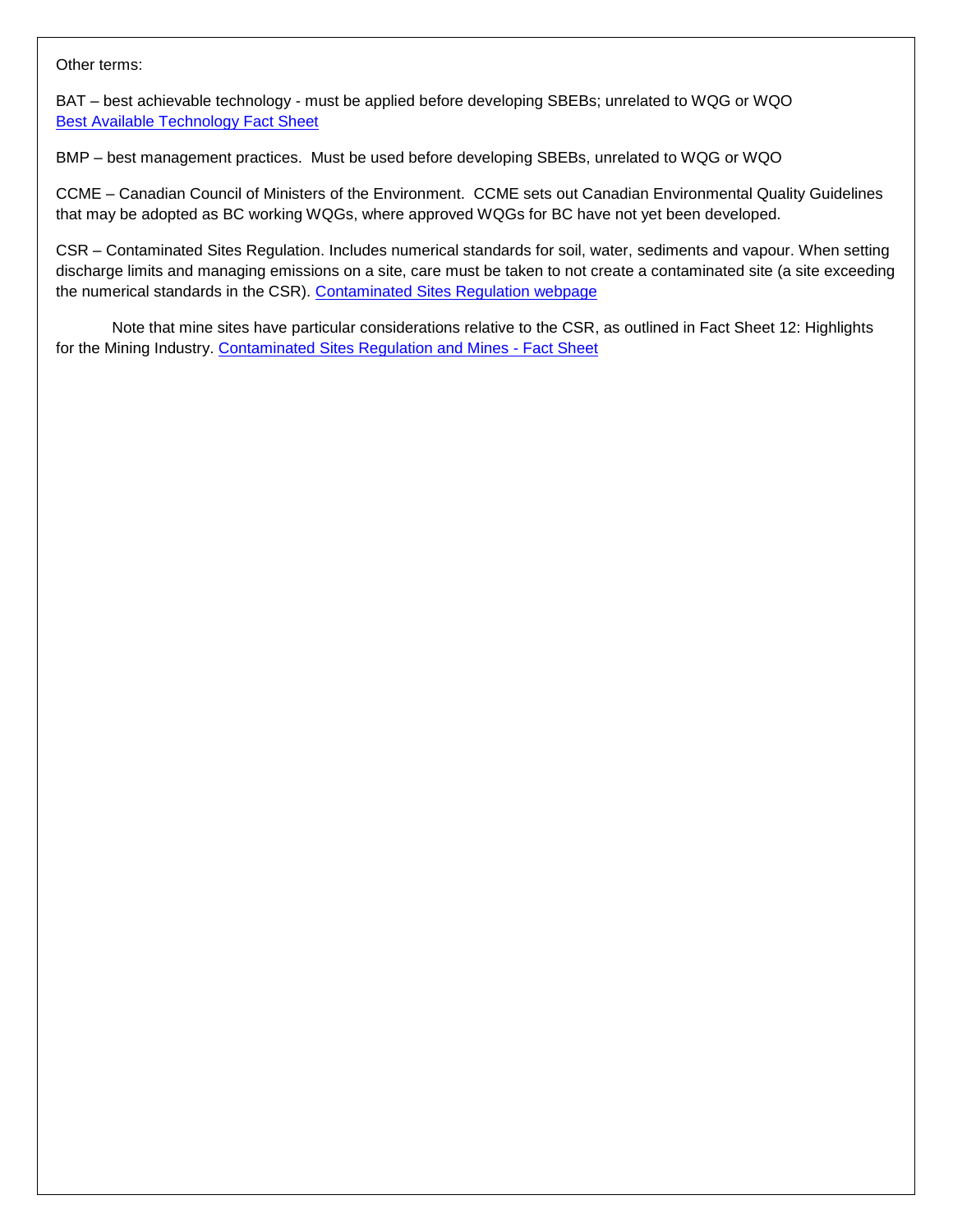Other terms:

BAT – best achievable technology - must be applied before developing SBEBs; unrelated to WQG or WQO
Best Available Technology Fact Sheet

BMP – best management practices. Must be used before developing SBEBs, unrelated to WQG or WQO

CCME – Canadian Council of Ministers of the Environment. CCME sets out Canadian Environmental Quality Guidelines that may be adopted as BC working WQGs, where approved WQGs for BC have not yet been developed.

CSR – Contaminated Sites Regulation. Includes numerical standards for soil, water, sediments and vapour. When setting discharge limits and managing emissions on a site, care must be taken to not create a contaminated site (a site exceeding the numerical standards in the CSR). Contaminated Sites Regulation webpage

Note that mine sites have particular considerations relative to the CSR, as outlined in Fact Sheet 12: Highlights for the Mining Industry. Contaminated Sites Regulation and Mines - Fact Sheet